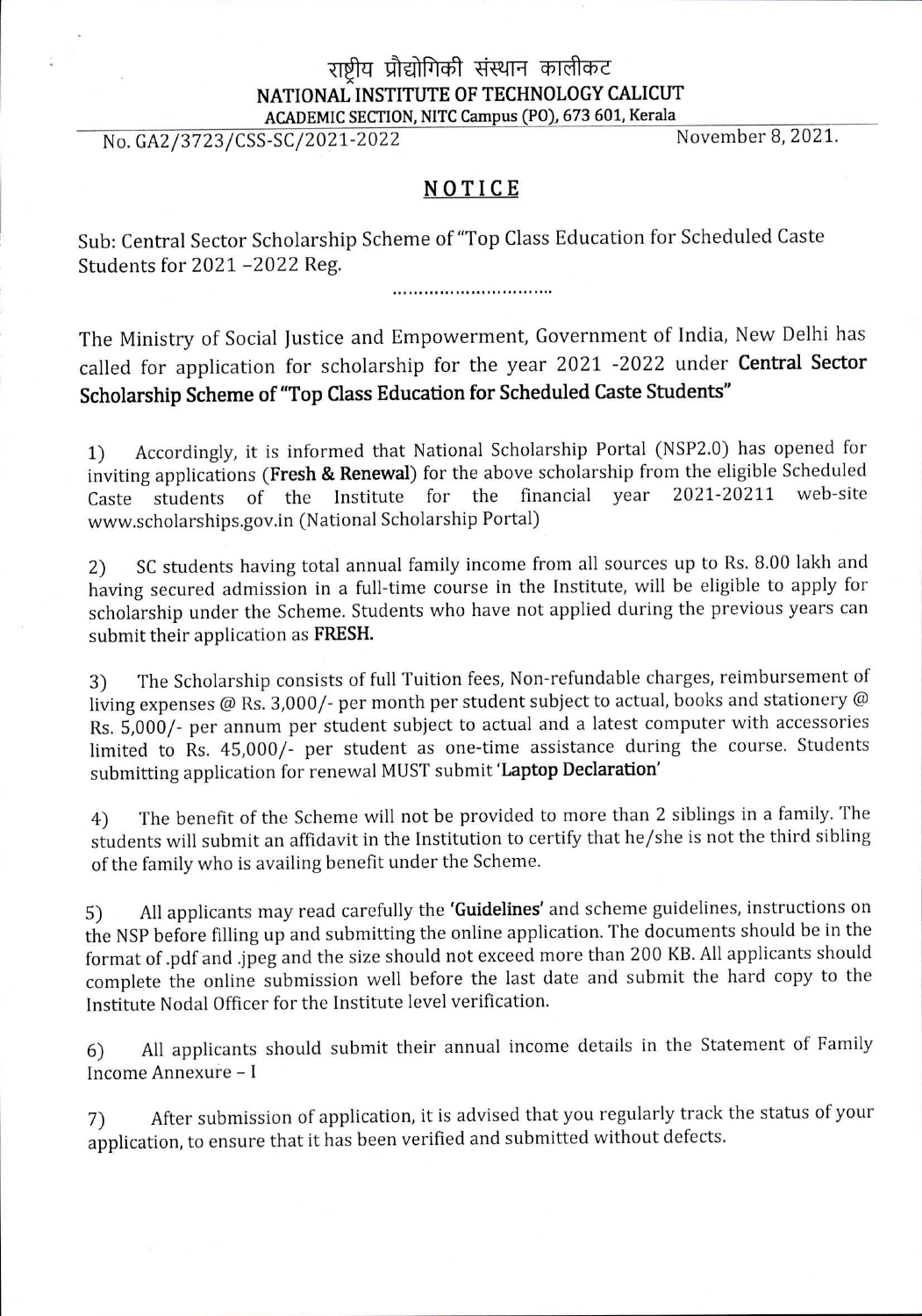# राष्ट्रीय प्रौद्योगिकी संस्थान कालीकट

# NATIONAL INSTITUTE OF TECHNOLOGY CALICUT

ACADEMIC SECTION, NITC Campus (PO), 673 601, Kerala

No. GA2/3723/CSS-SC/2021-2022 November 8, 2021.

## NOTICE

Sub: Central Sector Scholarship Scheme of "Top Class Education for Scheduled Caste Students for 2021 –2022 Reg.

..............................

The Ministry of Social Justice and Empowerment, Government of India, New Delhi has called for application for scholarship for the year 2021 -2022 under **Central Sector Scholarship Scheme of "Top Class Education for Scheduled Caste Students"**

1) Accordingly, it is informed that National Scholarship Portal (NSP2.0) has opened for inviting applications (**Fresh & Renewal**) for the above scholarship from the eligible Scheduled Caste students of the Institute for the financial year 2021-20211 web-site www.scholarships.gov.in (National Scholarship Portal)

2) SC students having total annual family income from all sources up to Rs. 8.00 lakh and having secured admission in a full-time course in the Institute, will be eligible to apply for scholarship under the Scheme. Students who have not applied during the previous years can submit their application as **FRESH.**

3) The Scholarship consists of full Tuition fees, Non-refundable charges, reimbursement of living expenses @ Rs. 3,000/- per month per student subject to actual, books and stationery @ Rs. 5,000/- per annum per student subject to actual and a latest computer with accessories limited to Rs. 45,000/- per student as one-time assistance during the course. Students submitting application for renewal MUST submit '**Laptop Declaration**'

4) The benefit of the Scheme will not be provided to more than 2 siblings in a family. The students will submit an affidavit in the Institution to certify that he/she is not the third sibling of the family who is availing benefit under the Scheme.

5) All applicants may read carefully the **'Guidelines'** and scheme guidelines, instructions on the NSP before filling up and submitting the online application. The documents should be in the format of .pdf and .jpeg and the size should not exceed more than 200 KB. All applicants should complete the online submission well before the last date and submit the hard copy to the Institute Nodal Officer for the Institute level verification.

6) All applicants should submit their annual income details in the Statement of Family Income Annexure – I

7) After submission of application, it is advised that you regularly track the status of your application, to ensure that it has been verified and submitted without defects.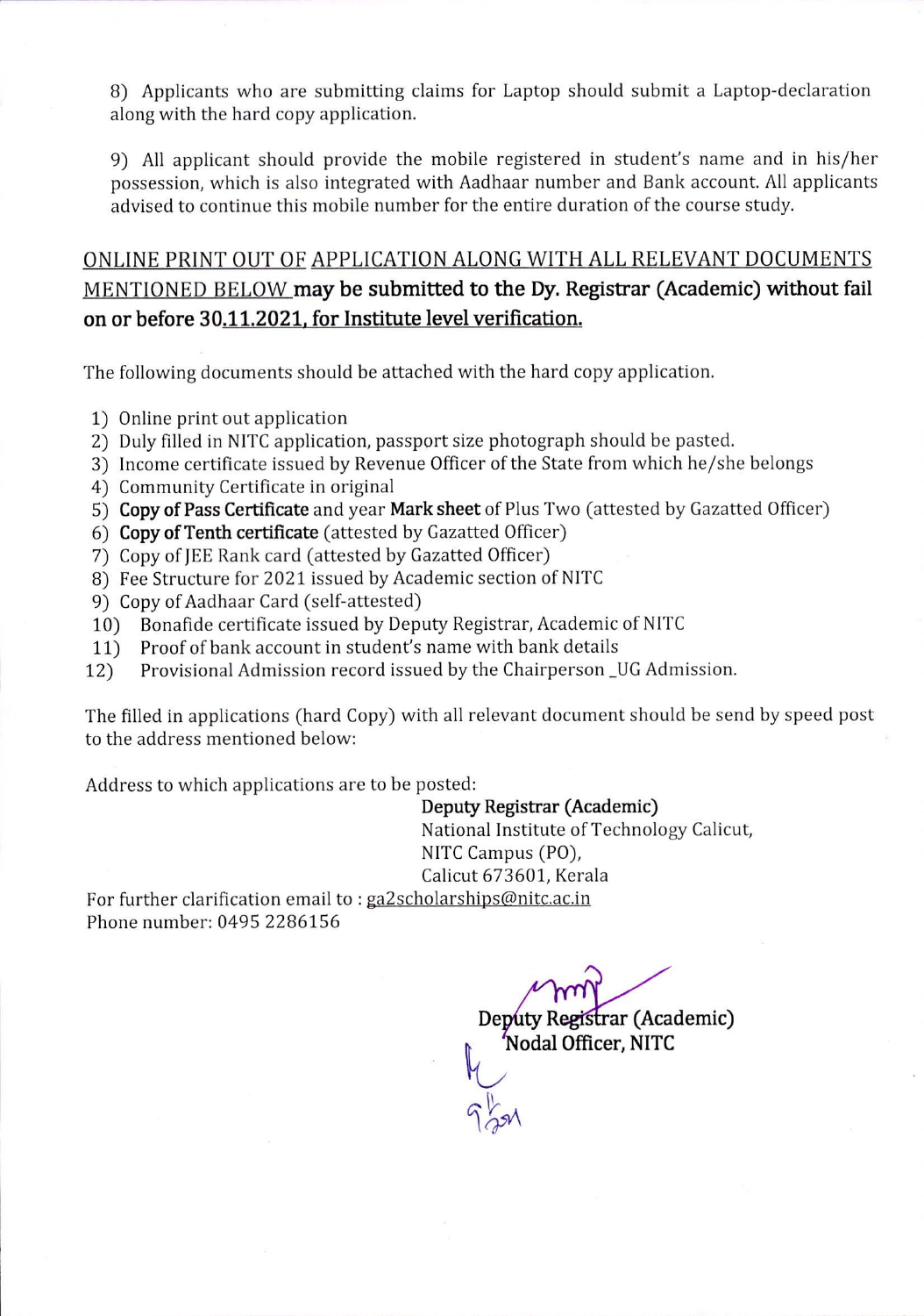8) Applicants who are submitting claims for Laptop should submit a Laptop-declaration along with the hard copy application.

9) All applicant should provide the mobile registered in student's name and in his/her possession, which is also integrated with Aadhaar number and Bank account. All applicants advised to continue this mobile number for the entire duration of the course study.

## ONLINE PRINT OUT OF APPLICATION ALONG WITH ALL RELEVANT DOCUMENTS MENTIONED BELOW **may be submitted to the Dy. Registrar (Academic) without fail on or before 30.11.2021, for Institute level verification.**

The following documents should be attached with the hard copy application.

1) Online print out application
2) Duly filled in NITC application, passport size photograph should be pasted.
3) Income certificate issued by Revenue Officer of the State from which he/she belongs
4) Community Certificate in original
5) **Copy of Pass Certificate** and year **Mark sheet** of Plus Two (attested by Gazatted Officer)
6) **Copy of Tenth certificate** (attested by Gazatted Officer)
7) Copy of JEE Rank card (attested by Gazatted Officer)
8) Fee Structure for 2021 issued by Academic section of NITC
9) Copy of Aadhaar Card (self-attested)
10) Bonafide certificate issued by Deputy Registrar, Academic of NITC
11) Proof of bank account in student's name with bank details
12) Provisional Admission record issued by the Chairperson _UG Admission.

The filled in applications (hard Copy) with all relevant document should be send by speed post to the address mentioned below:

Address to which applications are to be posted:

**Deputy Registrar (Academic)**
National Institute of Technology Calicut,
NITC Campus (PO),
Calicut 673601, Kerala

For further clarification email to : ga2scholarships@nitc.ac.in
Phone number: 0495 2286156

**Deputy Registrar (Academic)**
**Nodal Officer, NITC**